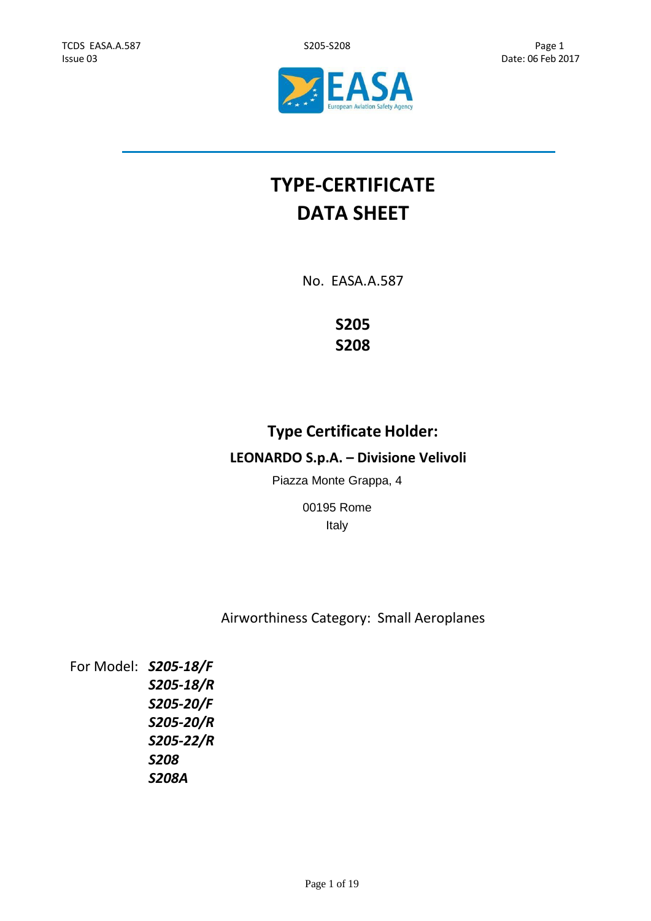# TYPE-CERTIFICATE DATA SHEET

No. EASA.A.587

**S205**
**S208**

## Type Certificate Holder:

**LEONARDO S.p.A. – Divisione Velivoli**

Piazza Monte Grappa, 4

00195 Rome
Italy

Airworthiness Category: Small Aeroplanes

For Model:
***S205-18/F***
***S205-18/R***
***S205-20/F***
***S205-20/R***
***S205-22/R***
***S208***
***S208A***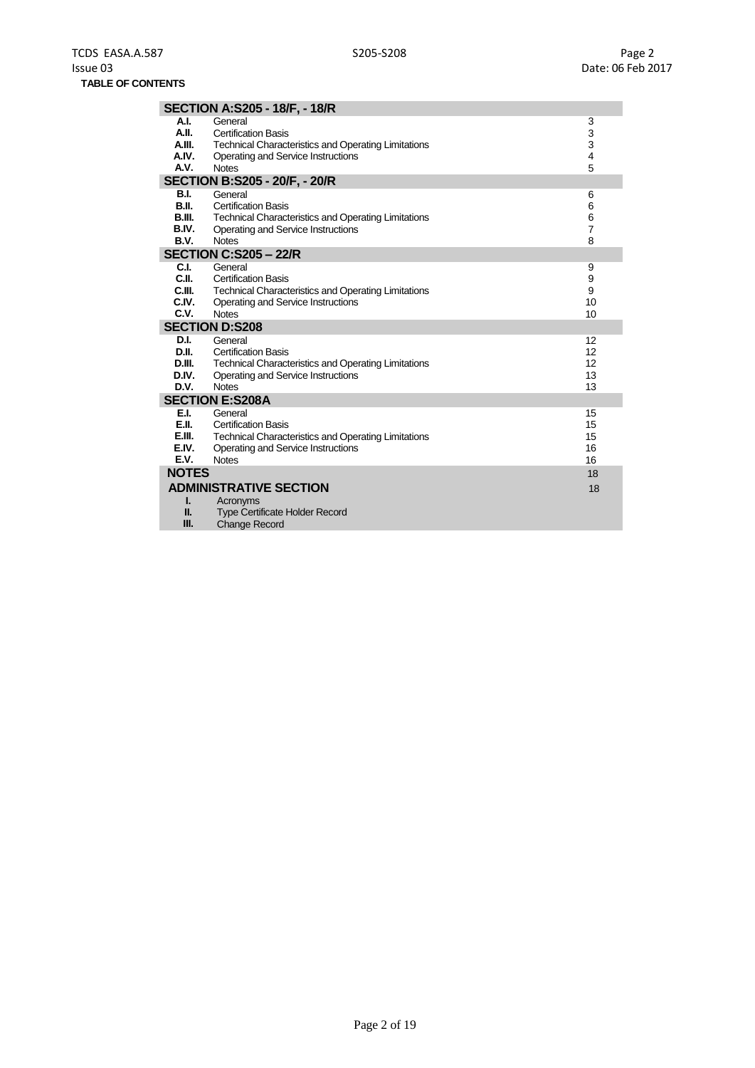**TABLE OF CONTENTS**

| | | |
|---|---|---|
| **SECTION A:S205 - 18/F, - 18/R** | | |
| **A.I.** | General | 3 |
| **A.II.** | Certification Basis | 3 |
| **A.III.** | Technical Characteristics and Operating Limitations | 3 |
| **A.IV.** | Operating and Service Instructions | 4 |
| **A.V.** | Notes | 5 |
| **SECTION B:S205 - 20/F, - 20/R** | | |
| **B.I.** | General | 6 |
| **B.II.** | Certification Basis | 6 |
| **B.III.** | Technical Characteristics and Operating Limitations | 6 |
| **B.IV.** | Operating and Service Instructions | 7 |
| **B.V.** | Notes | 8 |
| **SECTION C:S205 – 22/R** | | |
| **C.I.** | General | 9 |
| **C.II.** | Certification Basis | 9 |
| **C.III.** | Technical Characteristics and Operating Limitations | 9 |
| **C.IV.** | Operating and Service Instructions | 10 |
| **C.V.** | Notes | 10 |
| **SECTION D:S208** | | |
| **D.I.** | General | 12 |
| **D.II.** | Certification Basis | 12 |
| **D.III.** | Technical Characteristics and Operating Limitations | 12 |
| **D.IV.** | Operating and Service Instructions | 13 |
| **D.V.** | Notes | 13 |
| **SECTION E:S208A** | | |
| **E.I.** | General | 15 |
| **E.II.** | Certification Basis | 15 |
| **E.III.** | Technical Characteristics and Operating Limitations | 15 |
| **E.IV.** | Operating and Service Instructions | 16 |
| **E.V.** | Notes | 16 |
| **NOTES** | | 18 |
| **ADMINISTRATIVE SECTION** | | 18 |
| **I.** | Acronyms | |
| **II.** | Type Certificate Holder Record | |
| **III.** | Change Record | |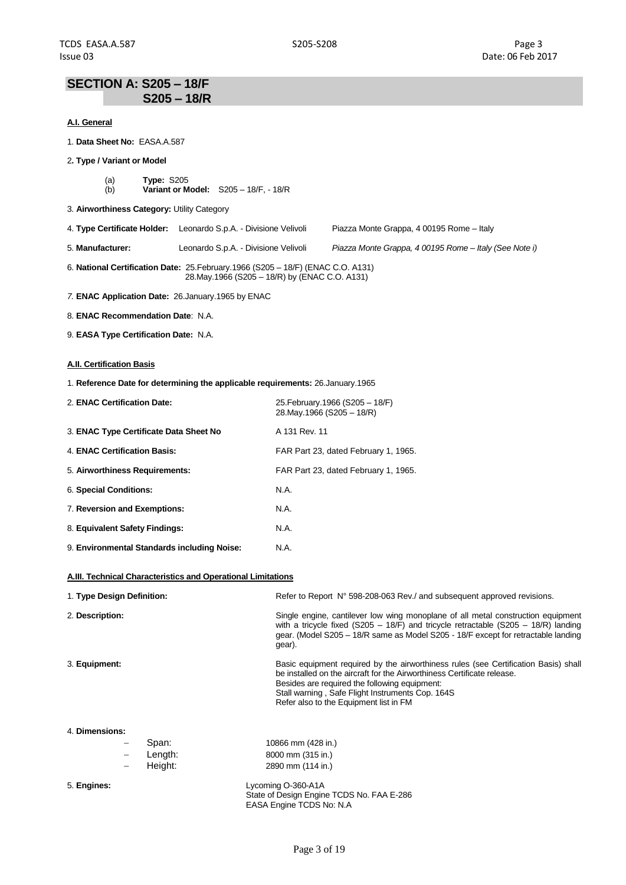# SECTION A: S205 – 18/F S205 – 18/R

## A.I. General

1. **Data Sheet No:** EASA.A.587

2. **Type / Variant or Model**

   (a) **Type:** S205
   (b) **Variant or Model:** S205 – 18/F, - 18/R

3. **Airworthiness Category:** Utility Category

4. **Type Certificate Holder:** Leonardo S.p.A. - Divisione Velivoli Piazza Monte Grappa, 4 00195 Rome – Italy

5. **Manufacturer:** Leonardo S.p.A. - Divisione Velivoli *Piazza Monte Grappa, 4 00195 Rome – Italy (See Note i)*

6. **National Certification Date:** 25.February.1966 (S205 – 18/F) (ENAC C.O. A131)
   28.May.1966 (S205 – 18/R) by (ENAC C.O. A131)

7. **ENAC Application Date:** 26.January.1965 by ENAC

8. **ENAC Recommendation Date**: N.A.

9. **EASA Type Certification Date:** N.A.

## A.II. Certification Basis

1. **Reference Date for determining the applicable requirements:** 26.January.1965

| | |
|---|---|
| 2. **ENAC Certification Date:** | 25.February.1966 (S205 – 18/F)<br>28.May.1966 (S205 – 18/R) |
| 3. **ENAC Type Certificate Data Sheet No** | A 131 Rev. 11 |
| 4. **ENAC Certification Basis:** | FAR Part 23, dated February 1, 1965. |
| 5. **Airworthiness Requirements:** | FAR Part 23, dated February 1, 1965. |
| 6. **Special Conditions:** | N.A. |
| 7. **Reversion and Exemptions:** | N.A. |
| 8. **Equivalent Safety Findings:** | N.A. |
| 9. **Environmental Standards including Noise:** | N.A. |

## A.III. Technical Characteristics and Operational Limitations

| | |
|---|---|
| 1. **Type Design Definition:** | Refer to Report N° 598-208-063 Rev./ and subsequent approved revisions. |
| 2. **Description:** | Single engine, cantilever low wing monoplane of all metal construction equipment with a tricycle fixed (S205 – 18/F) and tricycle retractable (S205 – 18/R) landing gear. (Model S205 – 18/R same as Model S205 - 18/F except for retractable landing gear). |
| 3. **Equipment:** | Basic equipment required by the airworthiness rules (see Certification Basis) shall be installed on the aircraft for the Airworthiness Certificate release.<br>Besides are required the following equipment:<br>Stall warning , Safe Flight Instruments Cop. 164S<br>Refer also to the Equipment list in FM |

4. **Dimensions:**

   - Span: 10866 mm (428 in.)
   - Length: 8000 mm (315 in.)
   - Height: 2890 mm (114 in.)

5. **Engines:** Lycoming O-360-A1A
   State of Design Engine TCDS No. FAA E-286
   EASA Engine TCDS No: N.A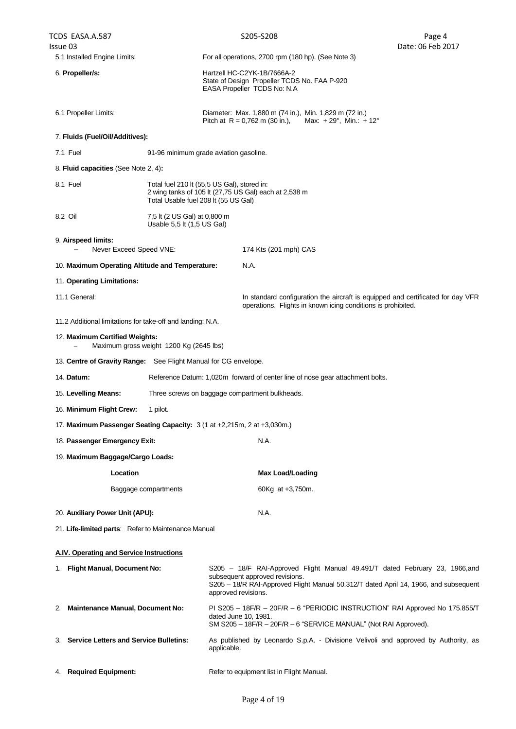5.1 Installed Engine Limits: For all operations, 2700 rpm (180 hp). (See Note 3)

6. **Propeller/s:** Hartzell HC-C2YK-1B/7666A-2
State of Design Propeller TCDS No. FAA P-920
EASA Propeller TCDS No: N.A

6.1 Propeller Limits: Diameter: Max. 1,880 m (74 in.), Min. 1,829 m (72 in.)
Pitch at R = 0,762 m (30 in.), Max: + 29°, Min.: + 12°

7. **Fluids (Fuel/Oil/Additives):**

7.1 Fuel 91-96 minimum grade aviation gasoline.

8. **Fluid capacities** (See Note 2, 4)**:**

8.1 Fuel Total fuel 210 lt (55,5 US Gal), stored in:
2 wing tanks of 105 lt (27,75 US Gal) each at 2,538 m
Total Usable fuel 208 lt (55 US Gal)

8.2 Oil 7,5 lt (2 US Gal) at 0,800 m
Usable 5,5 lt (1,5 US Gal)

9. **Airspeed limits:**
- Never Exceed Speed VNE: 174 Kts (201 mph) CAS

10. **Maximum Operating Altitude and Temperature:** N.A.

11. **Operating Limitations:**

11.1 General: In standard configuration the aircraft is equipped and certificated for day VFR operations. Flights in known icing conditions is prohibited.

11.2 Additional limitations for take-off and landing: N.A.

12. **Maximum Certified Weights:**
- Maximum gross weight 1200 Kg (2645 lbs)

13. **Centre of Gravity Range:** See Flight Manual for CG envelope.

14. **Datum:** Reference Datum: 1,020m forward of center line of nose gear attachment bolts.

15. **Levelling Means:** Three screws on baggage compartment bulkheads.

16. **Minimum Flight Crew:** 1 pilot.

17. **Maximum Passenger Seating Capacity:** 3 (1 at +2,215m, 2 at +3,030m.)

18. **Passenger Emergency Exit:** N.A.

19. **Maximum Baggage/Cargo Loads:**

| Location | Max Load/Loading |
|---|---|
| Baggage compartments | 60Kg at +3,750m. |

20. **Auxiliary Power Unit (APU):** N.A.

21. **Life-limited parts**: Refer to Maintenance Manual

**A.IV. Operating and Service Instructions**

1. **Flight Manual, Document No:** S205 – 18/F RAI-Approved Flight Manual 49.491/T dated February 23, 1966,and subsequent approved revisions.
S205 – 18/R RAI-Approved Flight Manual 50.312/T dated April 14, 1966, and subsequent approved revisions.

2. **Maintenance Manual, Document No:** PI S205 – 18F/R – 20F/R – 6 "PERIODIC INSTRUCTION" RAI Approved No 175.855/T dated June 10, 1981.
SM S205 – 18F/R – 20F/R – 6 "SERVICE MANUAL" (Not RAI Approved).

3. **Service Letters and Service Bulletins:** As published by Leonardo S.p.A. - Divisione Velivoli and approved by Authority, as applicable.

4. **Required Equipment:** Refer to equipment list in Flight Manual.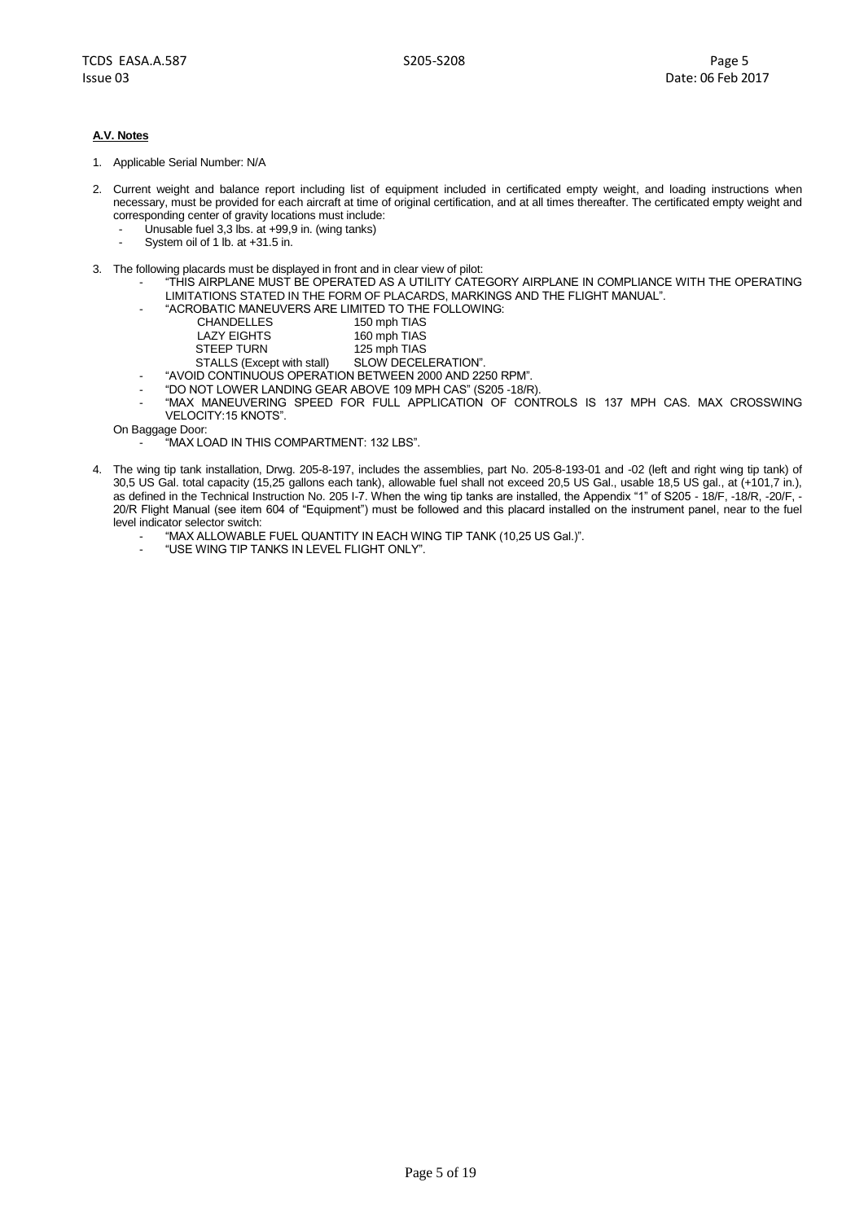**A.V. Notes**

1. Applicable Serial Number: N/A

2. Current weight and balance report including list of equipment included in certificated empty weight, and loading instructions when necessary, must be provided for each aircraft at time of original certification, and at all times thereafter. The certificated empty weight and corresponding center of gravity locations must include:
   - Unusable fuel 3,3 lbs. at +99,9 in. (wing tanks)
   - System oil of 1 lb. at +31.5 in.

3. The following placards must be displayed in front and in clear view of pilot:
   - "THIS AIRPLANE MUST BE OPERATED AS A UTILITY CATEGORY AIRPLANE IN COMPLIANCE WITH THE OPERATING LIMITATIONS STATED IN THE FORM OF PLACARDS, MARKINGS AND THE FLIGHT MANUAL".
   - "ACROBATIC MANEUVERS ARE LIMITED TO THE FOLLOWING:

     | | |
     |---|---|
     | CHANDELLES | 150 mph TIAS |
     | LAZY EIGHTS | 160 mph TIAS |
     | STEEP TURN | 125 mph TIAS |
     | STALLS (Except with stall) | SLOW DECELERATION". |

   - "AVOID CONTINUOUS OPERATION BETWEEN 2000 AND 2250 RPM".
   - "DO NOT LOWER LANDING GEAR ABOVE 109 MPH CAS" (S205 -18/R).
   - "MAX MANEUVERING SPEED FOR FULL APPLICATION OF CONTROLS IS 137 MPH CAS. MAX CROSSWING VELOCITY:15 KNOTS".

   On Baggage Door:
   - "MAX LOAD IN THIS COMPARTMENT: 132 LBS".

4. The wing tip tank installation, Drwg. 205-8-197, includes the assemblies, part No. 205-8-193-01 and -02 (left and right wing tip tank) of 30,5 US Gal. total capacity (15,25 gallons each tank), allowable fuel shall not exceed 20,5 US Gal., usable 18,5 US gal., at (+101,7 in.), as defined in the Technical Instruction No. 205 I-7. When the wing tip tanks are installed, the Appendix "1" of S205 - 18/F, -18/R, -20/F, -20/R Flight Manual (see item 604 of "Equipment") must be followed and this placard installed on the instrument panel, near to the fuel level indicator selector switch:
   - "MAX ALLOWABLE FUEL QUANTITY IN EACH WING TIP TANK (10,25 US Gal.)".
   - "USE WING TIP TANKS IN LEVEL FLIGHT ONLY".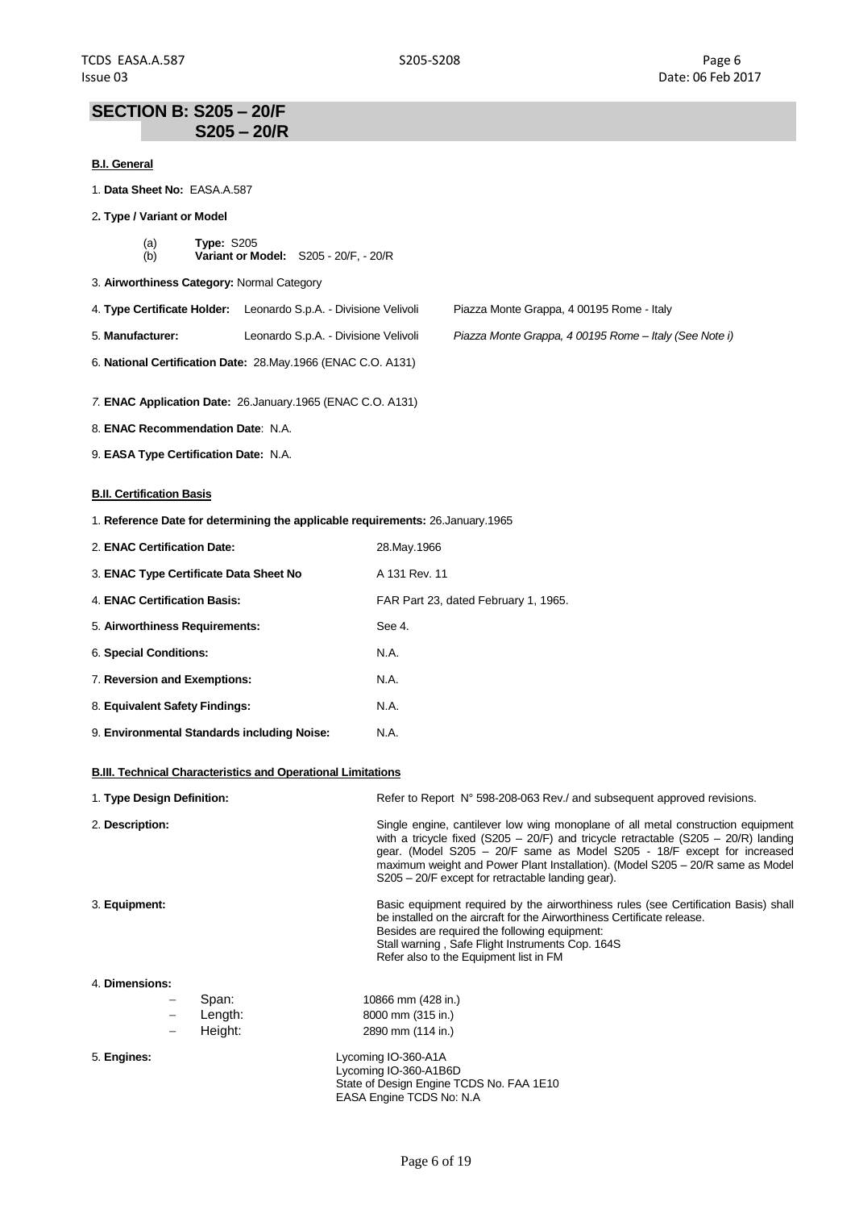## SECTION B: S205 – 20/F
## S205 – 20/R

**B.I. General**

1. **Data Sheet No:** EASA.A.587

2. **Type / Variant or Model**

   (a) **Type:** S205
   (b) **Variant or Model:** S205 - 20/F, - 20/R

3. **Airworthiness Category:** Normal Category

4. **Type Certificate Holder:** Leonardo S.p.A. - Divisione Velivoli Piazza Monte Grappa, 4 00195 Rome - Italy

5. **Manufacturer:** Leonardo S.p.A. - Divisione Velivoli *Piazza Monte Grappa, 4 00195 Rome – Italy (See Note i)*

6. **National Certification Date:** 28.May.1966 (ENAC C.O. A131)

7. **ENAC Application Date:** 26.January.1965 (ENAC C.O. A131)

8. **ENAC Recommendation Date**: N.A.

9. **EASA Type Certification Date:** N.A.

**B.II. Certification Basis**

1. **Reference Date for determining the applicable requirements:** 26.January.1965

| | |
|---|---|
| 2. **ENAC Certification Date:** | 28.May.1966 |
| 3. **ENAC Type Certificate Data Sheet No** | A 131 Rev. 11 |
| 4. **ENAC Certification Basis:** | FAR Part 23, dated February 1, 1965. |
| 5. **Airworthiness Requirements:** | See 4. |
| 6. **Special Conditions:** | N.A. |
| 7. **Reversion and Exemptions:** | N.A. |
| 8. **Equivalent Safety Findings:** | N.A. |
| 9. **Environmental Standards including Noise:** | N.A. |

**B.III. Technical Characteristics and Operational Limitations**

| | |
|---|---|
| 1. **Type Design Definition:** | Refer to Report N° 598-208-063 Rev./ and subsequent approved revisions. |
| 2. **Description:** | Single engine, cantilever low wing monoplane of all metal construction equipment with a tricycle fixed (S205 – 20/F) and tricycle retractable (S205 – 20/R) landing gear. (Model S205 – 20/F same as Model S205 - 18/F except for increased maximum weight and Power Plant Installation). (Model S205 – 20/R same as Model S205 – 20/F except for retractable landing gear). |
| 3. **Equipment:** | Basic equipment required by the airworthiness rules (see Certification Basis) shall be installed on the aircraft for the Airworthiness Certificate release.<br>Besides are required the following equipment:<br>Stall warning , Safe Flight Instruments Cop. 164S<br>Refer also to the Equipment list in FM |

4. **Dimensions:**

| | |
|---|---|
| – Span: | 10866 mm (428 in.) |
| – Length: | 8000 mm (315 in.) |
| – Height: | 2890 mm (114 in.) |

5. **Engines:**

Lycoming IO-360-A1A
Lycoming IO-360-A1B6D
State of Design Engine TCDS No. FAA 1E10
EASA Engine TCDS No: N.A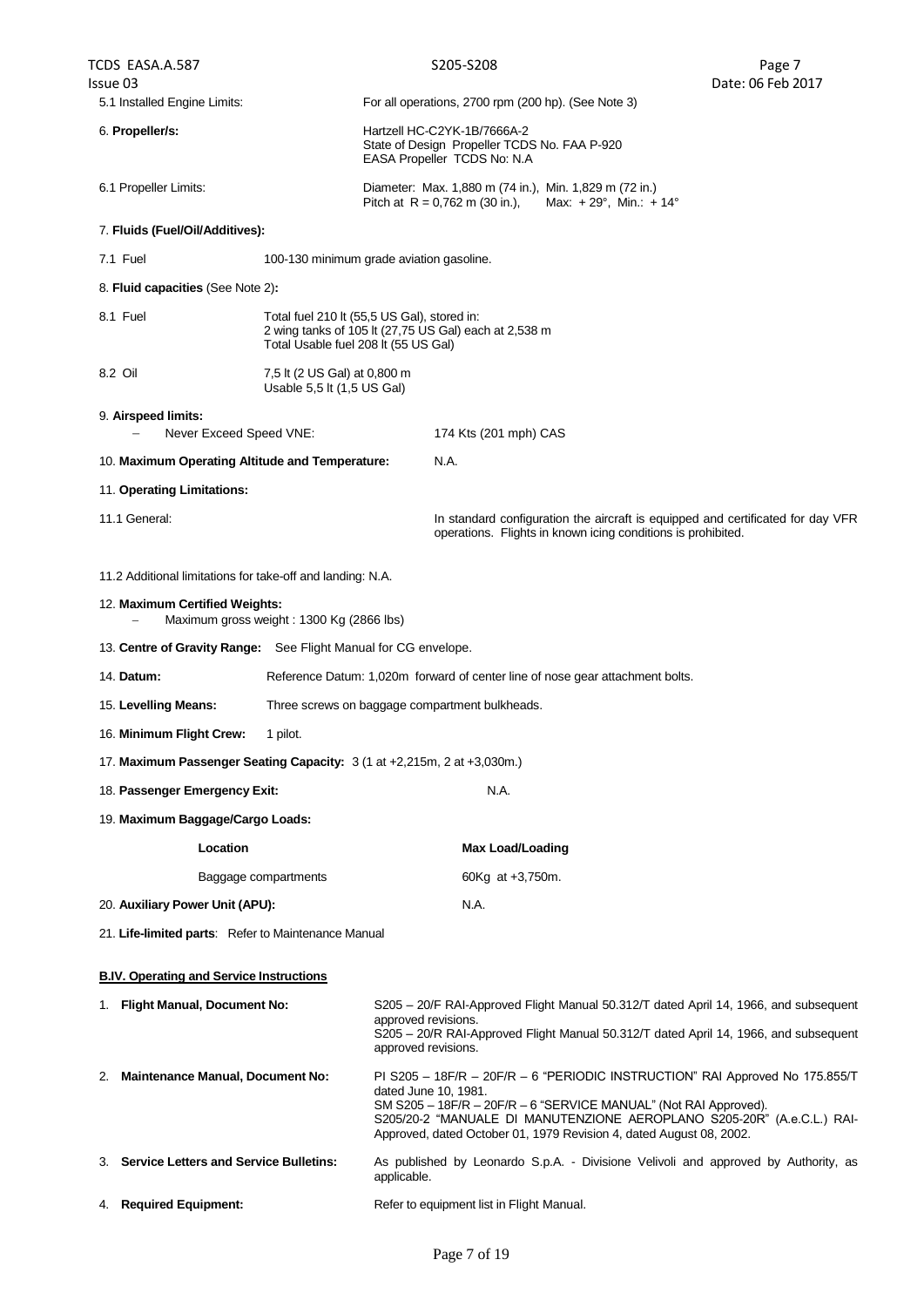5.1 Installed Engine Limits: For all operations, 2700 rpm (200 hp). (See Note 3)

6. **Propeller/s:** Hartzell HC-C2YK-1B/7666A-2
State of Design Propeller TCDS No. FAA P-920
EASA Propeller TCDS No: N.A

6.1 Propeller Limits: Diameter: Max. 1,880 m (74 in.), Min. 1,829 m (72 in.)
Pitch at R = 0,762 m (30 in.), Max: + 29°, Min.: + 14°

7. **Fluids (Fuel/Oil/Additives):**

7.1 Fuel 100-130 minimum grade aviation gasoline.

8. **Fluid capacities** (See Note 2)**:**

8.1 Fuel Total fuel 210 lt (55,5 US Gal), stored in:
2 wing tanks of 105 lt (27,75 US Gal) each at 2,538 m
Total Usable fuel 208 lt (55 US Gal)

8.2 Oil 7,5 lt (2 US Gal) at 0,800 m
Usable 5,5 lt (1,5 US Gal)

9. **Airspeed limits:**
- Never Exceed Speed VNE: 174 Kts (201 mph) CAS

10. **Maximum Operating Altitude and Temperature:** N.A.

11. **Operating Limitations:**

11.1 General: In standard configuration the aircraft is equipped and certificated for day VFR operations. Flights in known icing conditions is prohibited.

11.2 Additional limitations for take-off and landing: N.A.

12. **Maximum Certified Weights:**
- Maximum gross weight : 1300 Kg (2866 lbs)

13. **Centre of Gravity Range:** See Flight Manual for CG envelope.

14. **Datum:** Reference Datum: 1,020m forward of center line of nose gear attachment bolts.

15. **Levelling Means:** Three screws on baggage compartment bulkheads.

16. **Minimum Flight Crew:** 1 pilot.

17. **Maximum Passenger Seating Capacity:** 3 (1 at +2,215m, 2 at +3,030m.)

18. **Passenger Emergency Exit:** N.A.

19. **Maximum Baggage/Cargo Loads:**

| Location | Max Load/Loading |
|---|---|
| Baggage compartments | 60Kg at +3,750m. |

20. **Auxiliary Power Unit (APU):** N.A.

21. **Life-limited parts**: Refer to Maintenance Manual

**B.IV. Operating and Service Instructions**

1. **Flight Manual, Document No:** S205 – 20/F RAI-Approved Flight Manual 50.312/T dated April 14, 1966, and subsequent approved revisions.
S205 – 20/R RAI-Approved Flight Manual 50.312/T dated April 14, 1966, and subsequent approved revisions.

2. **Maintenance Manual, Document No:** PI S205 – 18F/R – 20F/R – 6 "PERIODIC INSTRUCTION" RAI Approved No 175.855/T dated June 10, 1981.
SM S205 – 18F/R – 20F/R – 6 "SERVICE MANUAL" (Not RAI Approved).
S205/20-2 "MANUALE DI MANUTENZIONE AEROPLANO S205-20R" (A.e.C.L.) RAI-Approved, dated October 01, 1979 Revision 4, dated August 08, 2002.

3. **Service Letters and Service Bulletins:** As published by Leonardo S.p.A. - Divisione Velivoli and approved by Authority, as applicable.

4. **Required Equipment:** Refer to equipment list in Flight Manual.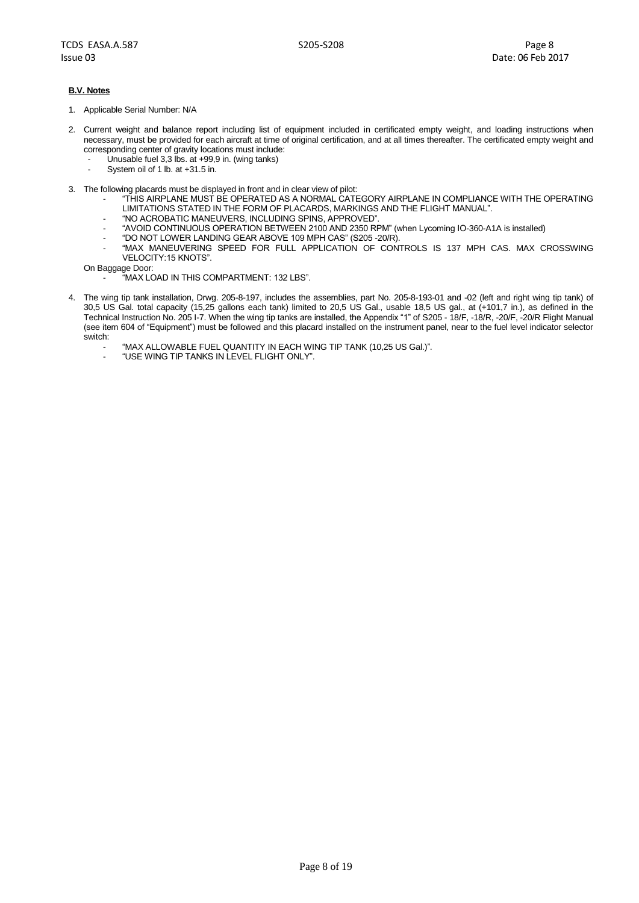**B.V. Notes**

1. Applicable Serial Number: N/A

2. Current weight and balance report including list of equipment included in certificated empty weight, and loading instructions when necessary, must be provided for each aircraft at time of original certification, and at all times thereafter. The certificated empty weight and corresponding center of gravity locations must include:
   - Unusable fuel 3,3 lbs. at +99,9 in. (wing tanks)
   - System oil of 1 lb. at +31.5 in.

3. The following placards must be displayed in front and in clear view of pilot:
   - "THIS AIRPLANE MUST BE OPERATED AS A NORMAL CATEGORY AIRPLANE IN COMPLIANCE WITH THE OPERATING LIMITATIONS STATED IN THE FORM OF PLACARDS, MARKINGS AND THE FLIGHT MANUAL".
   - "NO ACROBATIC MANEUVERS, INCLUDING SPINS, APPROVED".
   - "AVOID CONTINUOUS OPERATION BETWEEN 2100 AND 2350 RPM" (when Lycoming IO-360-A1A is installed)
   - "DO NOT LOWER LANDING GEAR ABOVE 109 MPH CAS" (S205 -20/R).
   - "MAX MANEUVERING SPEED FOR FULL APPLICATION OF CONTROLS IS 137 MPH CAS. MAX CROSSWING VELOCITY:15 KNOTS".

   On Baggage Door:
   - "MAX LOAD IN THIS COMPARTMENT: 132 LBS".

4. The wing tip tank installation, Drwg. 205-8-197, includes the assemblies, part No. 205-8-193-01 and -02 (left and right wing tip tank) of 30,5 US Gal. total capacity (15,25 gallons each tank) limited to 20,5 US Gal., usable 18,5 US gal., at (+101,7 in.), as defined in the Technical Instruction No. 205 I-7. When the wing tip tanks are installed, the Appendix "1" of S205 - 18/F, -18/R, -20/F, -20/R Flight Manual (see item 604 of "Equipment") must be followed and this placard installed on the instrument panel, near to the fuel level indicator selector switch:
   - "MAX ALLOWABLE FUEL QUANTITY IN EACH WING TIP TANK (10,25 US Gal.)".
   - "USE WING TIP TANKS IN LEVEL FLIGHT ONLY".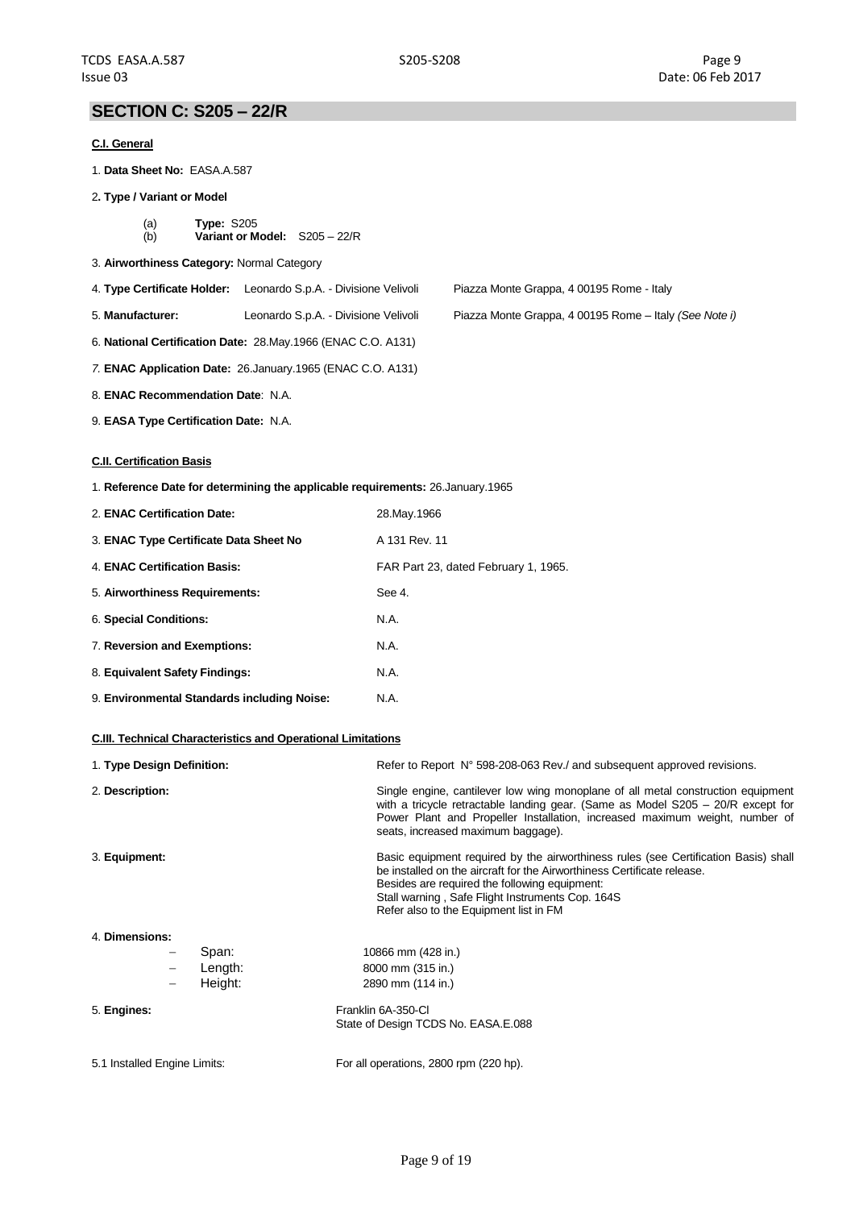## SECTION C: S205 – 22/R

### C.I. General

1. **Data Sheet No:** EASA.A.587

2. **Type / Variant or Model**

   (a) **Type:** S205
   (b) **Variant or Model:** S205 – 22/R

3. **Airworthiness Category:** Normal Category

4. **Type Certificate Holder:** Leonardo S.p.A. - Divisione Velivoli Piazza Monte Grappa, 4 00195 Rome - Italy

5. **Manufacturer:** Leonardo S.p.A. - Divisione Velivoli Piazza Monte Grappa, 4 00195 Rome – Italy *(See Note i)*

6. **National Certification Date:** 28.May.1966 (ENAC C.O. A131)

7. **ENAC Application Date:** 26.January.1965 (ENAC C.O. A131)

8. **ENAC Recommendation Date**: N.A.

9. **EASA Type Certification Date:** N.A.

### C.II. Certification Basis

1. **Reference Date for determining the applicable requirements:** 26.January.1965

| | |
|---|---|
| 2. **ENAC Certification Date:** | 28.May.1966 |
| 3. **ENAC Type Certificate Data Sheet No** | A 131 Rev. 11 |
| 4. **ENAC Certification Basis:** | FAR Part 23, dated February 1, 1965. |
| 5. **Airworthiness Requirements:** | See 4. |
| 6. **Special Conditions:** | N.A. |
| 7. **Reversion and Exemptions:** | N.A. |
| 8. **Equivalent Safety Findings:** | N.A. |
| 9. **Environmental Standards including Noise:** | N.A. |

### C.III. Technical Characteristics and Operational Limitations

1. **Type Design Definition:** Refer to Report N° 598-208-063 Rev./ and subsequent approved revisions.

2. **Description:** Single engine, cantilever low wing monoplane of all metal construction equipment with a tricycle retractable landing gear. (Same as Model S205 – 20/R except for Power Plant and Propeller Installation, increased maximum weight, number of seats, increased maximum baggage).

3. **Equipment:** Basic equipment required by the airworthiness rules (see Certification Basis) shall be installed on the aircraft for the Airworthiness Certificate release.
   Besides are required the following equipment:
   Stall warning , Safe Flight Instruments Cop. 164S
   Refer also to the Equipment list in FM

4. **Dimensions:**
   - Span: 10866 mm (428 in.)
   - Length: 8000 mm (315 in.)
   - Height: 2890 mm (114 in.)

5. **Engines:** Franklin 6A-350-CI
   State of Design TCDS No. EASA.E.088

5.1 Installed Engine Limits: For all operations, 2800 rpm (220 hp).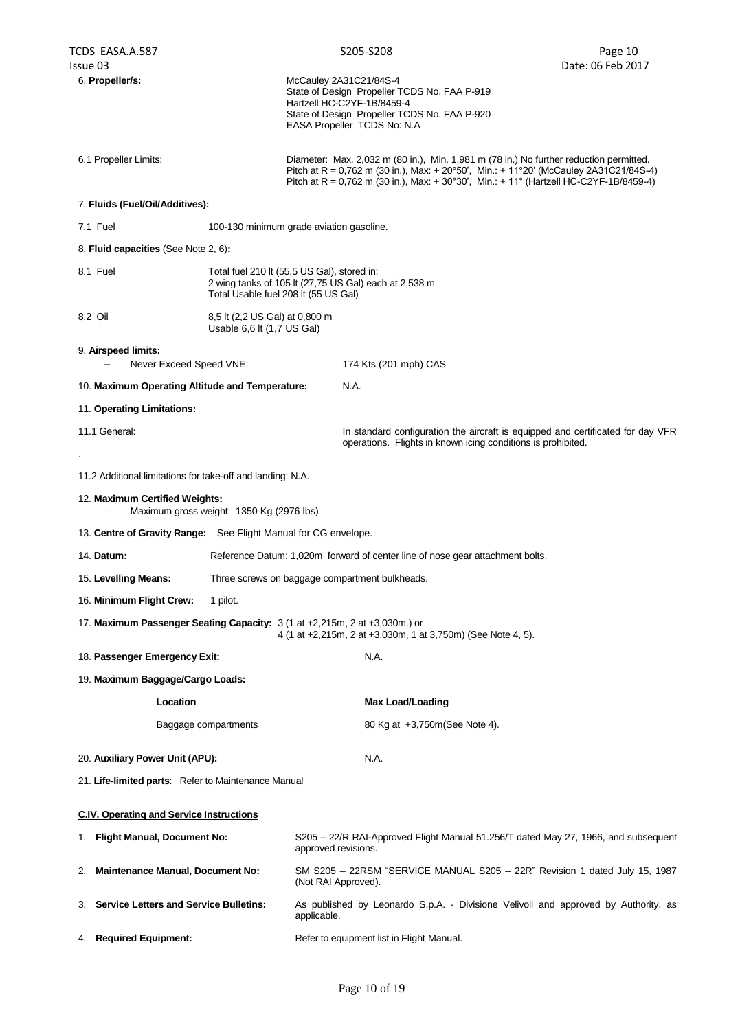6. **Propeller/s:** McCauley 2A31C21/84S-4
State of Design Propeller TCDS No. FAA P-919
Hartzell HC-C2YF-1B/8459-4
State of Design Propeller TCDS No. FAA P-920
EASA Propeller TCDS No: N.A

6.1 Propeller Limits: Diameter: Max. 2,032 m (80 in.), Min. 1,981 m (78 in.) No further reduction permitted.
Pitch at R = 0,762 m (30 in.), Max: + 20°50', Min.: + 11°20' (McCauley 2A31C21/84S-4)
Pitch at R = 0,762 m (30 in.), Max: + 30°30', Min.: + 11° (Hartzell HC-C2YF-1B/8459-4)

7. **Fluids (Fuel/Oil/Additives):**

7.1 Fuel: 100-130 minimum grade aviation gasoline.

8. **Fluid capacities** (See Note 2, 6)**:**

8.1 Fuel: Total fuel 210 lt (55,5 US Gal), stored in:
2 wing tanks of 105 lt (27,75 US Gal) each at 2,538 m
Total Usable fuel 208 lt (55 US Gal)

8.2 Oil: 8,5 lt (2,2 US Gal) at 0,800 m
Usable 6,6 lt (1,7 US Gal)

9. **Airspeed limits:**
- Never Exceed Speed VNE: 174 Kts (201 mph) CAS

10. **Maximum Operating Altitude and Temperature:** N.A.

11. **Operating Limitations:**

11.1 General: In standard configuration the aircraft is equipped and certificated for day VFR operations. Flights in known icing conditions is prohibited.

11.2 Additional limitations for take-off and landing: N.A.

12. **Maximum Certified Weights:**
- Maximum gross weight: 1350 Kg (2976 lbs)

13. **Centre of Gravity Range:** See Flight Manual for CG envelope.

14. **Datum:** Reference Datum: 1,020m forward of center line of nose gear attachment bolts.

15. **Levelling Means:** Three screws on baggage compartment bulkheads.

16. **Minimum Flight Crew:** 1 pilot.

17. **Maximum Passenger Seating Capacity:** 3 (1 at +2,215m, 2 at +3,030m.) or
4 (1 at +2,215m, 2 at +3,030m, 1 at 3,750m) (See Note 4, 5).

18. **Passenger Emergency Exit:** N.A.

19. **Maximum Baggage/Cargo Loads:**

| Location | Max Load/Loading |
|---|---|
| Baggage compartments | 80 Kg at +3,750m(See Note 4). |

20. **Auxiliary Power Unit (APU):** N.A.

21. **Life-limited parts**: Refer to Maintenance Manual

## C.IV. Operating and Service Instructions

1. **Flight Manual, Document No:** S205 – 22/R RAI-Approved Flight Manual 51.256/T dated May 27, 1966, and subsequent approved revisions.
2. **Maintenance Manual, Document No:** SM S205 – 22RSM "SERVICE MANUAL S205 – 22R" Revision 1 dated July 15, 1987 (Not RAI Approved).
3. **Service Letters and Service Bulletins:** As published by Leonardo S.p.A. - Divisione Velivoli and approved by Authority, as applicable.
4. **Required Equipment:** Refer to equipment list in Flight Manual.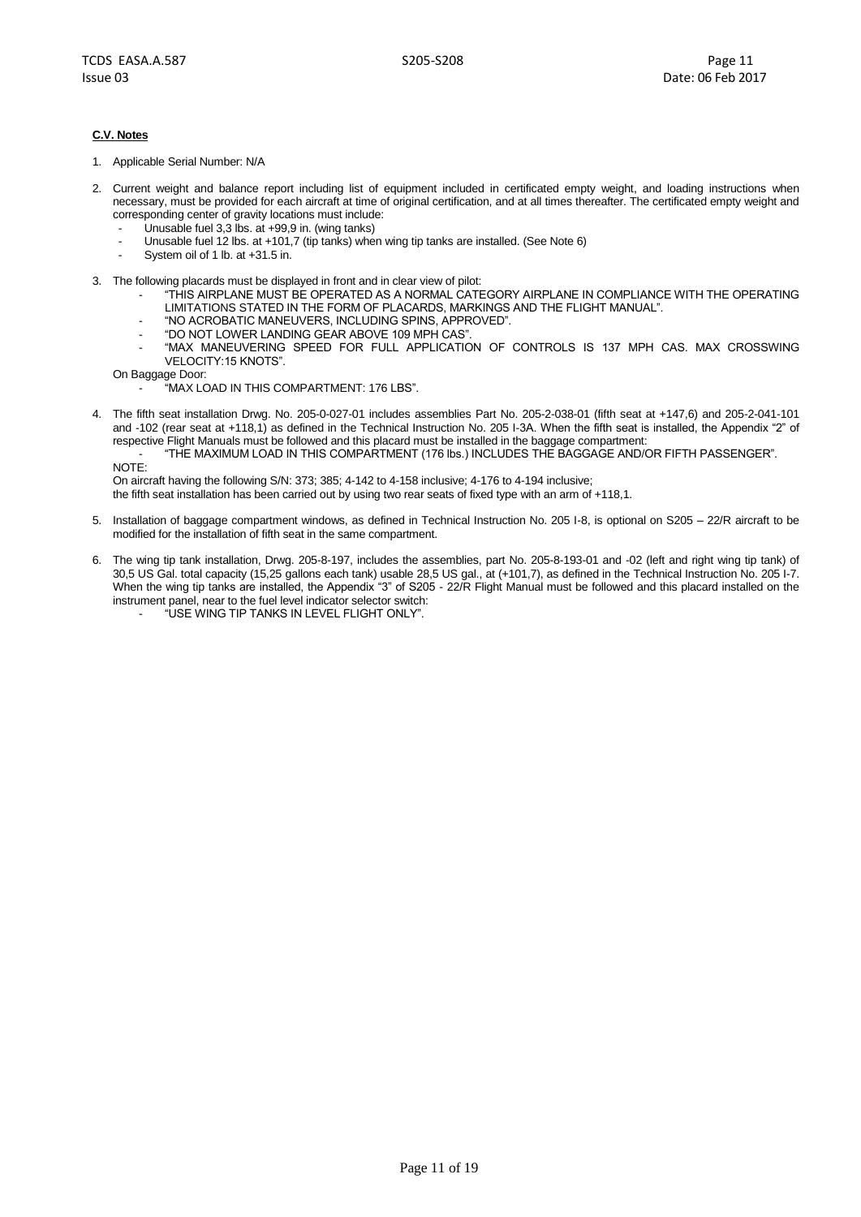**C.V. Notes**

1. Applicable Serial Number: N/A

2. Current weight and balance report including list of equipment included in certificated empty weight, and loading instructions when necessary, must be provided for each aircraft at time of original certification, and at all times thereafter. The certificated empty weight and corresponding center of gravity locations must include:
   - Unusable fuel 3,3 lbs. at +99,9 in. (wing tanks)
   - Unusable fuel 12 lbs. at +101,7 (tip tanks) when wing tip tanks are installed. (See Note 6)
   - System oil of 1 lb. at +31.5 in.

3. The following placards must be displayed in front and in clear view of pilot:
   - "THIS AIRPLANE MUST BE OPERATED AS A NORMAL CATEGORY AIRPLANE IN COMPLIANCE WITH THE OPERATING LIMITATIONS STATED IN THE FORM OF PLACARDS, MARKINGS AND THE FLIGHT MANUAL".
   - "NO ACROBATIC MANEUVERS, INCLUDING SPINS, APPROVED".
   - "DO NOT LOWER LANDING GEAR ABOVE 109 MPH CAS".
   - "MAX MANEUVERING SPEED FOR FULL APPLICATION OF CONTROLS IS 137 MPH CAS. MAX CROSSWING VELOCITY:15 KNOTS".

   On Baggage Door:
   - "MAX LOAD IN THIS COMPARTMENT: 176 LBS".

4. The fifth seat installation Drwg. No. 205-0-027-01 includes assemblies Part No. 205-2-038-01 (fifth seat at +147,6) and 205-2-041-101 and -102 (rear seat at +118,1) as defined in the Technical Instruction No. 205 I-3A. When the fifth seat is installed, the Appendix "2" of respective Flight Manuals must be followed and this placard must be installed in the baggage compartment:
   - "THE MAXIMUM LOAD IN THIS COMPARTMENT (176 lbs.) INCLUDES THE BAGGAGE AND/OR FIFTH PASSENGER".

   NOTE:
   On aircraft having the following S/N: 373; 385; 4-142 to 4-158 inclusive; 4-176 to 4-194 inclusive;
   the fifth seat installation has been carried out by using two rear seats of fixed type with an arm of +118,1.

5. Installation of baggage compartment windows, as defined in Technical Instruction No. 205 I-8, is optional on S205 – 22/R aircraft to be modified for the installation of fifth seat in the same compartment.

6. The wing tip tank installation, Drwg. 205-8-197, includes the assemblies, part No. 205-8-193-01 and -02 (left and right wing tip tank) of 30,5 US Gal. total capacity (15,25 gallons each tank) usable 28,5 US gal., at (+101,7), as defined in the Technical Instruction No. 205 I-7. When the wing tip tanks are installed, the Appendix "3" of S205 - 22/R Flight Manual must be followed and this placard installed on the instrument panel, near to the fuel level indicator selector switch:
   - "USE WING TIP TANKS IN LEVEL FLIGHT ONLY".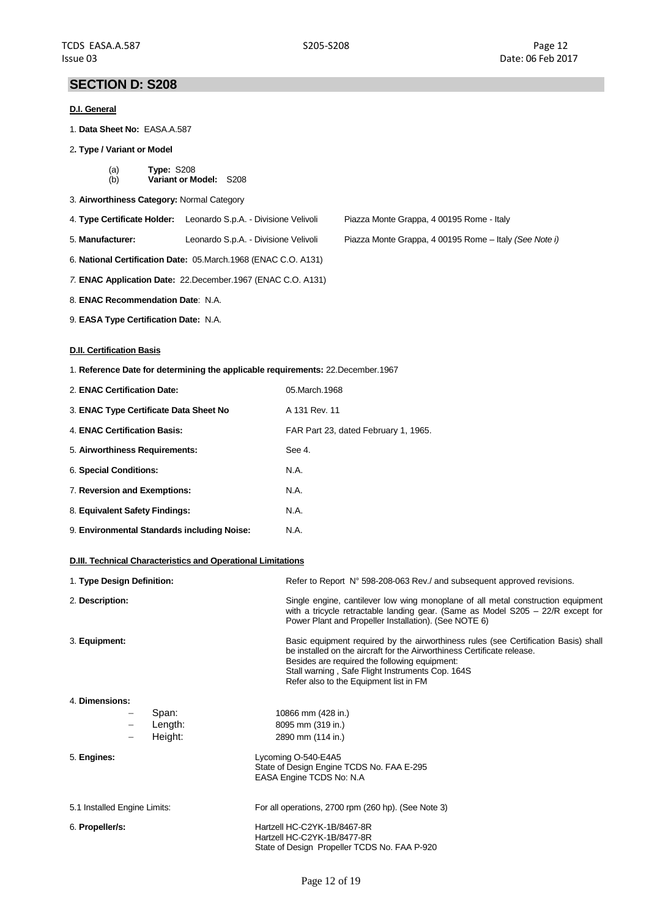## SECTION D: S208

### D.I. General

1. **Data Sheet No:** EASA.A.587

2. **Type / Variant or Model**

   (a) **Type:** S208
   (b) **Variant or Model:** S208

3. **Airworthiness Category:** Normal Category

4. **Type Certificate Holder:** Leonardo S.p.A. - Divisione Velivoli Piazza Monte Grappa, 4 00195 Rome - Italy

5. **Manufacturer:** Leonardo S.p.A. - Divisione Velivoli Piazza Monte Grappa, 4 00195 Rome – Italy *(See Note i)*

6. **National Certification Date:** 05.March.1968 (ENAC C.O. A131)

7. **ENAC Application Date:** 22.December.1967 (ENAC C.O. A131)

8. **ENAC Recommendation Date**: N.A.

9. **EASA Type Certification Date:** N.A.

### D.II. Certification Basis

1. **Reference Date for determining the applicable requirements:** 22.December.1967

2. **ENAC Certification Date:** 05.March.1968

3. **ENAC Type Certificate Data Sheet No** A 131 Rev. 11

4. **ENAC Certification Basis:** FAR Part 23, dated February 1, 1965.

5. **Airworthiness Requirements:** See 4.

6. **Special Conditions:** N.A.

7. **Reversion and Exemptions:** N.A.

8. **Equivalent Safety Findings:** N.A.

9. **Environmental Standards including Noise:** N.A.

### D.III. Technical Characteristics and Operational Limitations

1. **Type Design Definition:** Refer to Report N° 598-208-063 Rev./ and subsequent approved revisions.

2. **Description:** Single engine, cantilever low wing monoplane of all metal construction equipment with a tricycle retractable landing gear. (Same as Model S205 – 22/R except for Power Plant and Propeller Installation). (See NOTE 6)

3. **Equipment:** Basic equipment required by the airworthiness rules (see Certification Basis) shall be installed on the aircraft for the Airworthiness Certificate release.
   Besides are required the following equipment:
   Stall warning , Safe Flight Instruments Cop. 164S
   Refer also to the Equipment list in FM

4. **Dimensions:**
   - Span: 10866 mm (428 in.)
   - Length: 8095 mm (319 in.)
   - Height: 2890 mm (114 in.)

5. **Engines:** Lycoming O-540-E4A5
   State of Design Engine TCDS No. FAA E-295
   EASA Engine TCDS No: N.A

5.1 Installed Engine Limits: For all operations, 2700 rpm (260 hp). (See Note 3)

6. **Propeller/s:** Hartzell HC-C2YK-1B/8467-8R
   Hartzell HC-C2YK-1B/8477-8R
   State of Design Propeller TCDS No. FAA P-920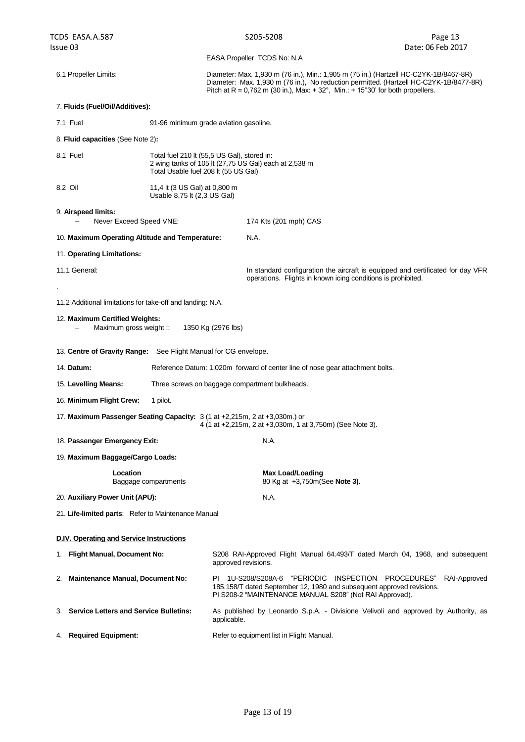EASA Propeller TCDS No: N.A

6.1 Propeller Limits: Diameter: Max. 1,930 m (76 in.), Min.: 1,905 m (75 in.) (Hartzell HC-C2YK-1B/8467-8R)
Diameter: Max. 1,930 m (76 in.), No reduction permitted. (Hartzell HC-C2YK-1B/8477-8R)
Pitch at R = 0,762 m (30 in.), Max: + 32°, Min.: + 15°30' for both propellers.

7. **Fluids (Fuel/Oil/Additives):**

7.1 Fuel 91-96 minimum grade aviation gasoline.

8. **Fluid capacities** (See Note 2)**:**

8.1 Fuel Total fuel 210 lt (55,5 US Gal), stored in:
2 wing tanks of 105 lt (27,75 US Gal) each at 2,538 m
Total Usable fuel 208 lt (55 US Gal)

8.2 Oil 11,4 lt (3 US Gal) at 0,800 m
Usable 8,75 lt (2,3 US Gal)

9. **Airspeed limits:**

– Never Exceed Speed VNE: 174 Kts (201 mph) CAS

10. **Maximum Operating Altitude and Temperature:** N.A.

11. **Operating Limitations:**

11.1 General: In standard configuration the aircraft is equipped and certificated for day VFR operations. Flights in known icing conditions is prohibited.

.

11.2 Additional limitations for take-off and landing: N.A.

12. **Maximum Certified Weights:**

– Maximum gross weight :: 1350 Kg (2976 lbs)

13. **Centre of Gravity Range:** See Flight Manual for CG envelope.

14. **Datum:** Reference Datum: 1,020m forward of center line of nose gear attachment bolts.

15. **Levelling Means:** Three screws on baggage compartment bulkheads.

16. **Minimum Flight Crew:** 1 pilot.

17. **Maximum Passenger Seating Capacity:** 3 (1 at +2,215m, 2 at +3,030m.) or
4 (1 at +2,215m, 2 at +3,030m, 1 at 3,750m) (See Note 3).

18. **Passenger Emergency Exit:** N.A.

19. **Maximum Baggage/Cargo Loads:**

| **Location** | **Max Load/Loading** |
|---|---|
| Baggage compartments | 80 Kg at +3,750m(See **Note 3).** |

20. **Auxiliary Power Unit (APU):** N.A.

21. **Life-limited parts**: Refer to Maintenance Manual

**D.IV. Operating and Service Instructions**

1. **Flight Manual, Document No:** S208 RAI-Approved Flight Manual 64.493/T dated March 04, 1968, and subsequent approved revisions.
2. **Maintenance Manual, Document No:** PI 1U-S208/S208A-6 "PERIODIC INSPECTION PROCEDURES" RAI-Approved 185.158/T dated September 12, 1980 and subsequent approved revisions.
PI S208-2 "MAINTENANCE MANUAL S208" (Not RAI Approved).
3. **Service Letters and Service Bulletins:** As published by Leonardo S.p.A. - Divisione Velivoli and approved by Authority, as applicable.
4. **Required Equipment:** Refer to equipment list in Flight Manual.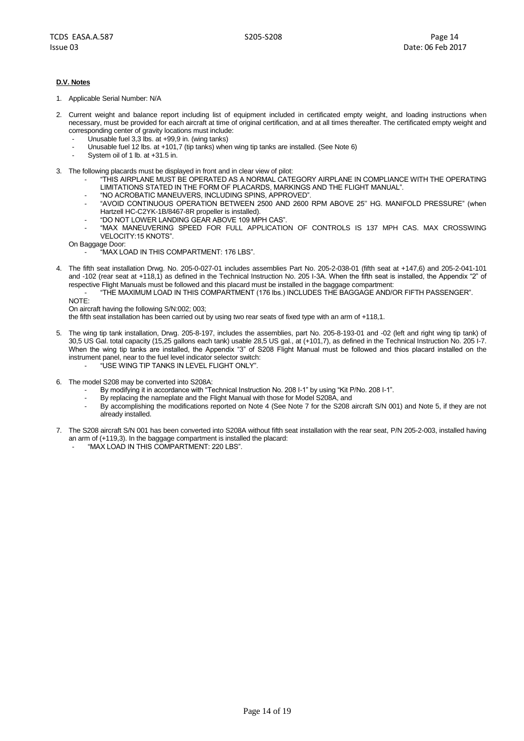#### D.V. Notes

1. Applicable Serial Number: N/A

2. Current weight and balance report including list of equipment included in certificated empty weight, and loading instructions when necessary, must be provided for each aircraft at time of original certification, and at all times thereafter. The certificated empty weight and corresponding center of gravity locations must include:
   - Unusable fuel 3,3 lbs. at +99,9 in. (wing tanks)
   - Unusable fuel 12 lbs. at +101,7 (tip tanks) when wing tip tanks are installed. (See Note 6)
   - System oil of 1 lb. at +31.5 in.

3. The following placards must be displayed in front and in clear view of pilot:
   - "THIS AIRPLANE MUST BE OPERATED AS A NORMAL CATEGORY AIRPLANE IN COMPLIANCE WITH THE OPERATING LIMITATIONS STATED IN THE FORM OF PLACARDS, MARKINGS AND THE FLIGHT MANUAL".
   - "NO ACROBATIC MANEUVERS, INCLUDING SPINS, APPROVED".
   - "AVOID CONTINUOUS OPERATION BETWEEN 2500 AND 2600 RPM ABOVE 25'' HG. MANIFOLD PRESSURE" (when Hartzell HC-C2YK-1B/8467-8R propeller is installed).
   - "DO NOT LOWER LANDING GEAR ABOVE 109 MPH CAS".
   - "MAX MANEUVERING SPEED FOR FULL APPLICATION OF CONTROLS IS 137 MPH CAS. MAX CROSSWING VELOCITY:15 KNOTS".

   On Baggage Door:
   - "MAX LOAD IN THIS COMPARTMENT: 176 LBS".

4. The fifth seat installation Drwg. No. 205-0-027-01 includes assemblies Part No. 205-2-038-01 (fifth seat at +147,6) and 205-2-041-101 and -102 (rear seat at +118,1) as defined in the Technical Instruction No. 205 I-3A. When the fifth seat is installed, the Appendix "2" of respective Flight Manuals must be followed and this placard must be installed in the baggage compartment:
   - "THE MAXIMUM LOAD IN THIS COMPARTMENT (176 lbs.) INCLUDES THE BAGGAGE AND/OR FIFTH PASSENGER".

   NOTE:
   On aircraft having the following S/N:002; 003;
   the fifth seat installation has been carried out by using two rear seats of fixed type with an arm of +118,1.

5. The wing tip tank installation, Drwg. 205-8-197, includes the assemblies, part No. 205-8-193-01 and -02 (left and right wing tip tank) of 30,5 US Gal. total capacity (15,25 gallons each tank) usable 28,5 US gal., at (+101,7), as defined in the Technical Instruction No. 205 I-7. When the wing tip tanks are installed, the Appendix "3" of S208 Flight Manual must be followed and thios placard installed on the instrument panel, near to the fuel level indicator selector switch:
   - "USE WING TIP TANKS IN LEVEL FLIGHT ONLY".

6. The model S208 may be converted into S208A:
   - By modifying it in accordance with "Technical Instruction No. 208 I-1" by using "Kit P/No. 208 I-1".
   - By replacing the nameplate and the Flight Manual with those for Model S208A, and
   - By accomplishing the modifications reported on Note 4 (See Note 7 for the S208 aircraft S/N 001) and Note 5, if they are not already installed.

7. The S208 aircraft S/N 001 has been converted into S208A without fifth seat installation with the rear seat, P/N 205-2-003, installed having an arm of (+119,3). In the baggage compartment is installed the placard:
   - "MAX LOAD IN THIS COMPARTMENT: 220 LBS".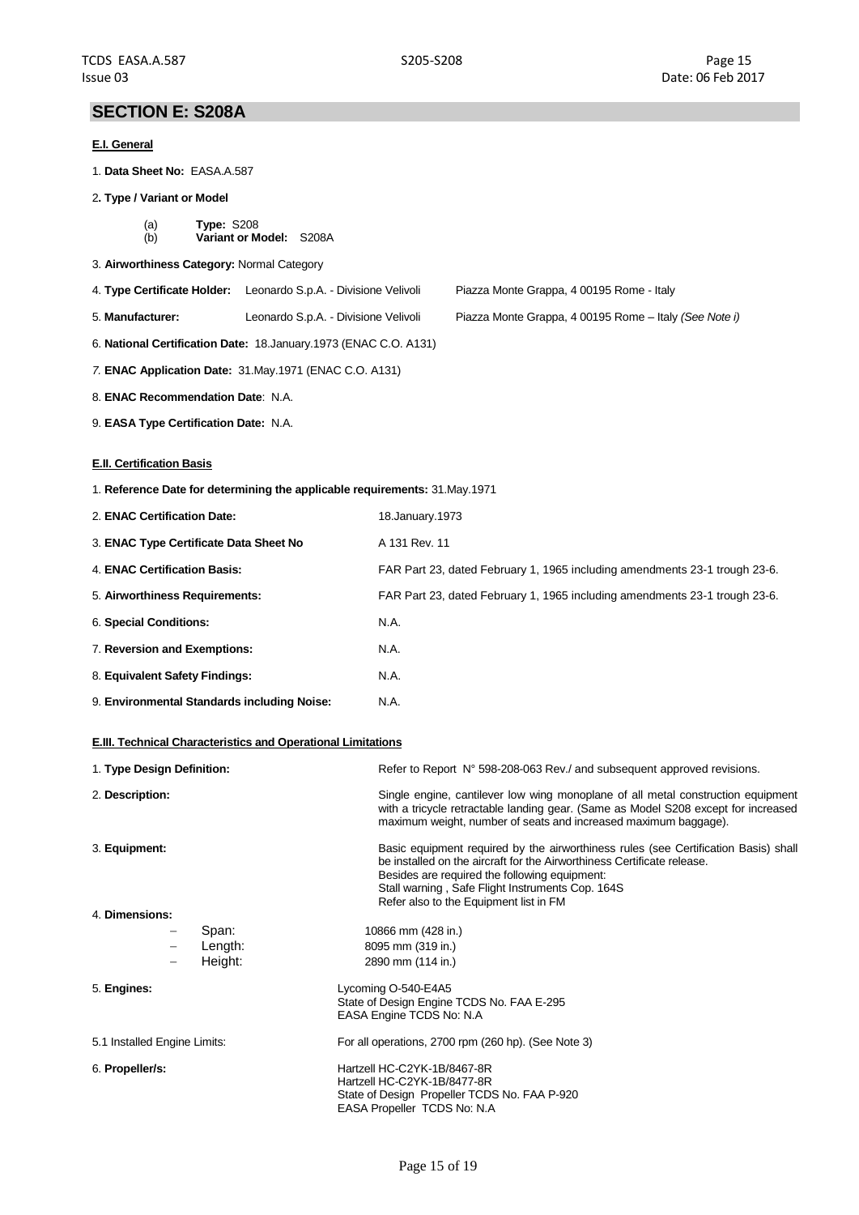# SECTION E: S208A

## E.I. General

1. **Data Sheet No:** EASA.A.587

2. **Type / Variant or Model**

   (a) **Type:** S208
   (b) **Variant or Model:** S208A

3. **Airworthiness Category:** Normal Category

4. **Type Certificate Holder:** Leonardo S.p.A. - Divisione Velivoli    Piazza Monte Grappa, 4 00195 Rome - Italy

5. **Manufacturer:** Leonardo S.p.A. - Divisione Velivoli    Piazza Monte Grappa, 4 00195 Rome – Italy *(See Note i)*

6. **National Certification Date:** 18.January.1973 (ENAC C.O. A131)

7. **ENAC Application Date:** 31.May.1971 (ENAC C.O. A131)

8. **ENAC Recommendation Date**: N.A.

9. **EASA Type Certification Date:** N.A.

## E.II. Certification Basis

1. **Reference Date for determining the applicable requirements:** 31.May.1971

| | |
|---|---|
| 2. **ENAC Certification Date:** | 18.January.1973 |
| 3. **ENAC Type Certificate Data Sheet No** | A 131 Rev. 11 |
| 4. **ENAC Certification Basis:** | FAR Part 23, dated February 1, 1965 including amendments 23-1 trough 23-6. |
| 5. **Airworthiness Requirements:** | FAR Part 23, dated February 1, 1965 including amendments 23-1 trough 23-6. |
| 6. **Special Conditions:** | N.A. |
| 7. **Reversion and Exemptions:** | N.A. |
| 8. **Equivalent Safety Findings:** | N.A. |
| 9. **Environmental Standards including Noise:** | N.A. |

## E.III. Technical Characteristics and Operational Limitations

| | |
|---|---|
| 1. **Type Design Definition:** | Refer to Report N° 598-208-063 Rev./ and subsequent approved revisions. |
| 2. **Description:** | Single engine, cantilever low wing monoplane of all metal construction equipment with a tricycle retractable landing gear. (Same as Model S208 except for increased maximum weight, number of seats and increased maximum baggage). |
| 3. **Equipment:** | Basic equipment required by the airworthiness rules (see Certification Basis) shall be installed on the aircraft for the Airworthiness Certificate release.<br>Besides are required the following equipment:<br>Stall warning , Safe Flight Instruments Cop. 164S<br>Refer also to the Equipment list in FM |
| 4. **Dimensions:** | |
| – Span: | 10866 mm (428 in.) |
| – Length: | 8095 mm (319 in.) |
| – Height: | 2890 mm (114 in.) |
| 5. **Engines:** | Lycoming O-540-E4A5<br>State of Design Engine TCDS No. FAA E-295<br>EASA Engine TCDS No: N.A |
| 5.1 Installed Engine Limits: | For all operations, 2700 rpm (260 hp). (See Note 3) |
| 6. **Propeller/s:** | Hartzell HC-C2YK-1B/8467-8R<br>Hartzell HC-C2YK-1B/8477-8R<br>State of Design Propeller TCDS No. FAA P-920<br>EASA Propeller TCDS No: N.A |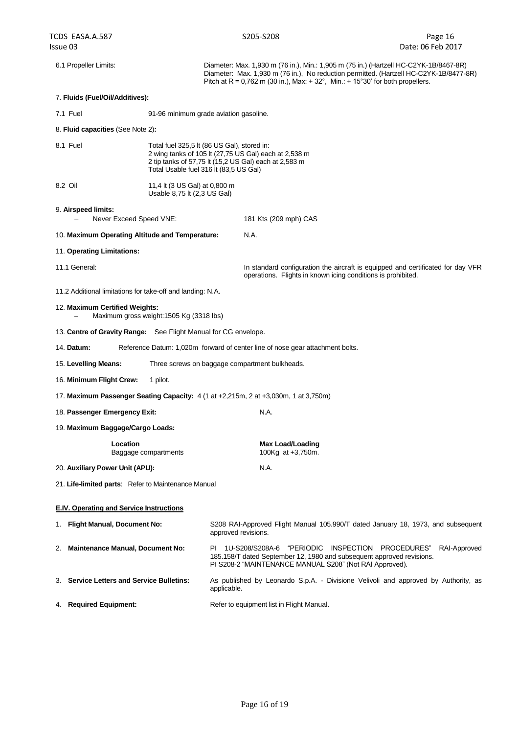6.1 Propeller Limits: Diameter: Max. 1,930 m (76 in.), Min.: 1,905 m (75 in.) (Hartzell HC-C2YK-1B/8467-8R)
Diameter: Max. 1,930 m (76 in.), No reduction permitted. (Hartzell HC-C2YK-1B/8477-8R)
Pitch at R = 0,762 m (30 in.), Max: + 32°, Min.: + 15°30' for both propellers.

7. **Fluids (Fuel/Oil/Additives):**

7.1 Fuel: 91-96 minimum grade aviation gasoline.

8. **Fluid capacities** (See Note 2)**:**

8.1 Fuel: Total fuel 325,5 lt (86 US Gal), stored in:
2 wing tanks of 105 lt (27,75 US Gal) each at 2,538 m
2 tip tanks of 57,75 lt (15,2 US Gal) each at 2,583 m
Total Usable fuel 316 lt (83,5 US Gal)

8.2 Oil: 11,4 lt (3 US Gal) at 0,800 m
Usable 8,75 lt (2,3 US Gal)

9. **Airspeed limits:**
- Never Exceed Speed VNE: 181 Kts (209 mph) CAS

10. **Maximum Operating Altitude and Temperature:** N.A.

11. **Operating Limitations:**

11.1 General: In standard configuration the aircraft is equipped and certificated for day VFR operations. Flights in known icing conditions is prohibited.

11.2 Additional limitations for take-off and landing: N.A.

12. **Maximum Certified Weights:**
- Maximum gross weight:1505 Kg (3318 lbs)

13. **Centre of Gravity Range:** See Flight Manual for CG envelope.

14. **Datum:** Reference Datum: 1,020m forward of center line of nose gear attachment bolts.

15. **Levelling Means:** Three screws on baggage compartment bulkheads.

16. **Minimum Flight Crew:** 1 pilot.

17. **Maximum Passenger Seating Capacity:** 4 (1 at +2,215m, 2 at +3,030m, 1 at 3,750m)

18. **Passenger Emergency Exit:** N.A.

19. **Maximum Baggage/Cargo Loads:**

| **Location** | **Max Load/Loading** |
|---|---|
| Baggage compartments | 100Kg at +3,750m. |

20. **Auxiliary Power Unit (APU):** N.A.

21. **Life-limited parts**: Refer to Maintenance Manual

**E.IV. Operating and Service Instructions**

1. **Flight Manual, Document No:** S208 RAI-Approved Flight Manual 105.990/T dated January 18, 1973, and subsequent approved revisions.
2. **Maintenance Manual, Document No:** PI 1U-S208/S208A-6 "PERIODIC INSPECTION PROCEDURES" RAI-Approved 185.158/T dated September 12, 1980 and subsequent approved revisions.
PI S208-2 "MAINTENANCE MANUAL S208" (Not RAI Approved).
3. **Service Letters and Service Bulletins:** As published by Leonardo S.p.A. - Divisione Velivoli and approved by Authority, as applicable.
4. **Required Equipment:** Refer to equipment list in Flight Manual.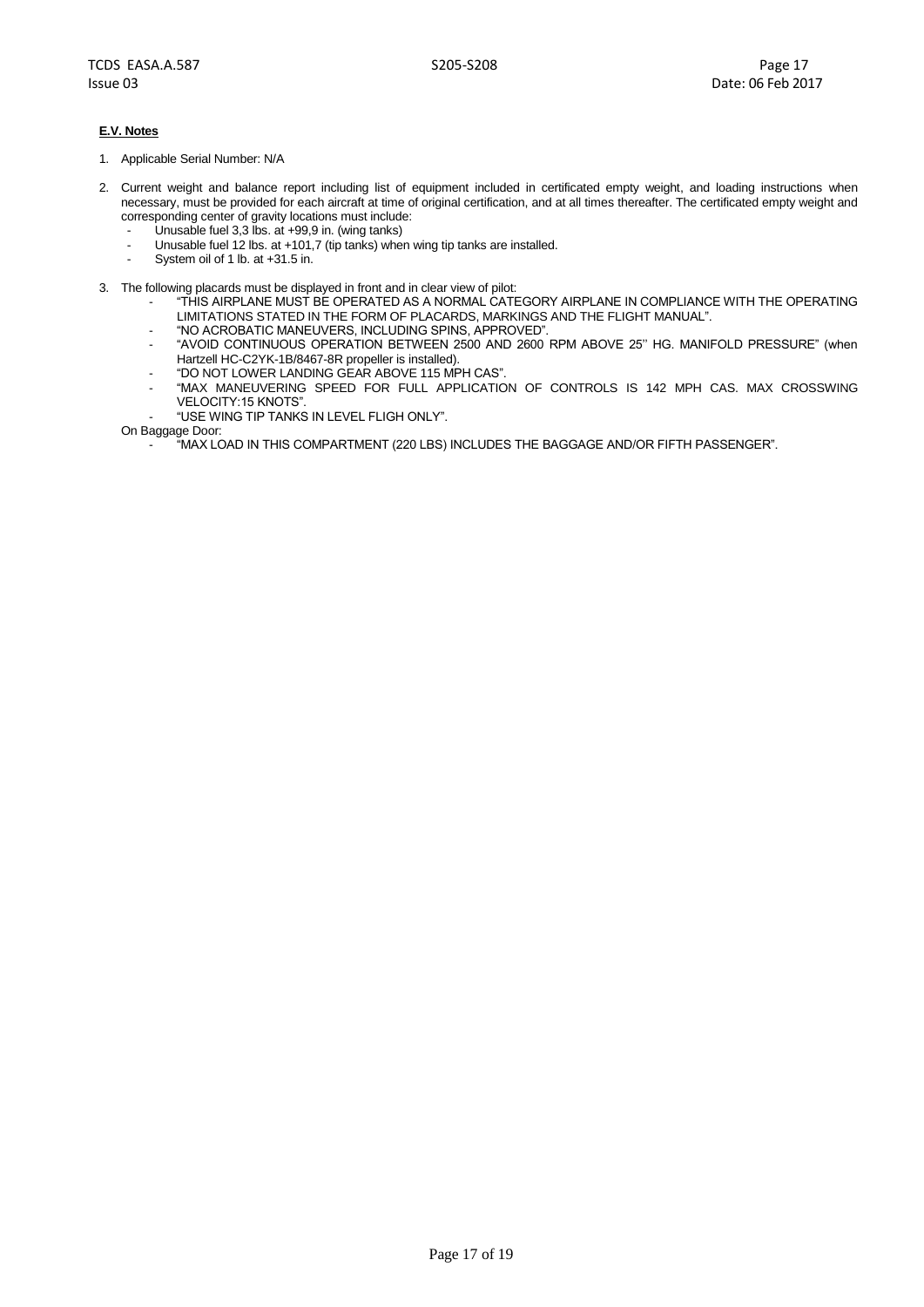**E.V. Notes**

1. Applicable Serial Number: N/A

2. Current weight and balance report including list of equipment included in certificated empty weight, and loading instructions when necessary, must be provided for each aircraft at time of original certification, and at all times thereafter. The certificated empty weight and corresponding center of gravity locations must include:
   - Unusable fuel 3,3 lbs. at +99,9 in. (wing tanks)
   - Unusable fuel 12 lbs. at +101,7 (tip tanks) when wing tip tanks are installed.
   - System oil of 1 lb. at +31.5 in.

3. The following placards must be displayed in front and in clear view of pilot:
   - "THIS AIRPLANE MUST BE OPERATED AS A NORMAL CATEGORY AIRPLANE IN COMPLIANCE WITH THE OPERATING LIMITATIONS STATED IN THE FORM OF PLACARDS, MARKINGS AND THE FLIGHT MANUAL".
   - "NO ACROBATIC MANEUVERS, INCLUDING SPINS, APPROVED".
   - "AVOID CONTINUOUS OPERATION BETWEEN 2500 AND 2600 RPM ABOVE 25'' HG. MANIFOLD PRESSURE" (when Hartzell HC-C2YK-1B/8467-8R propeller is installed).
   - "DO NOT LOWER LANDING GEAR ABOVE 115 MPH CAS".
   - "MAX MANEUVERING SPEED FOR FULL APPLICATION OF CONTROLS IS 142 MPH CAS. MAX CROSSWING VELOCITY:15 KNOTS".
   - "USE WING TIP TANKS IN LEVEL FLIGH ONLY".

   On Baggage Door:
   - "MAX LOAD IN THIS COMPARTMENT (220 LBS) INCLUDES THE BAGGAGE AND/OR FIFTH PASSENGER".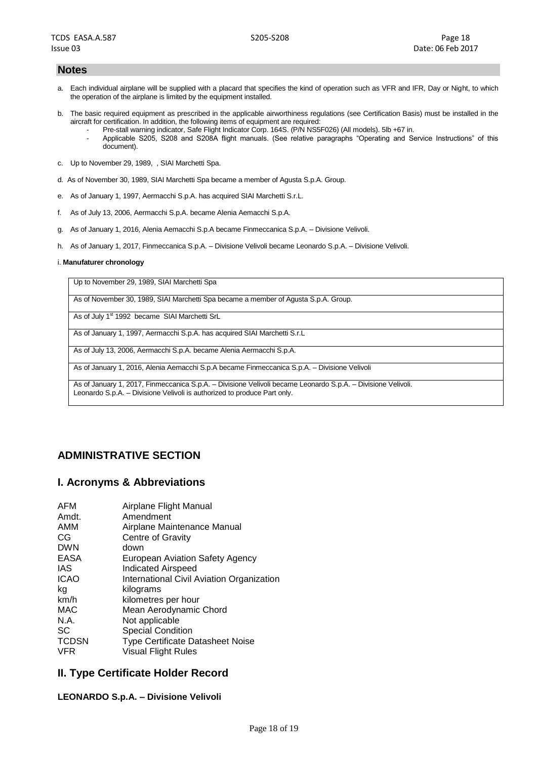## Notes

a. Each individual airplane will be supplied with a placard that specifies the kind of operation such as VFR and IFR, Day or Night, to which the operation of the airplane is limited by the equipment installed.

b. The basic required equipment as prescribed in the applicable airworthiness regulations (see Certification Basis) must be installed in the aircraft for certification. In addition, the following items of equipment are required:
   - Pre-stall warning indicator, Safe Flight Indicator Corp. 164S. (P/N NS5F026) (All models). 5lb +67 in.
   - Applicable S205, S208 and S208A flight manuals. (See relative paragraphs "Operating and Service Instructions" of this document).

c. Up to November 29, 1989, , SIAI Marchetti Spa.

d. As of November 30, 1989, SIAI Marchetti Spa became a member of Agusta S.p.A. Group.

e. As of January 1, 1997, Aermacchi S.p.A. has acquired SIAI Marchetti S.r.L.

f. As of July 13, 2006, Aermacchi S.p.A. became Alenia Aemacchi S.p.A.

g. As of January 1, 2016, Alenia Aemacchi S.p.A became Finmeccanica S.p.A. – Divisione Velivoli.

h. As of January 1, 2017, Finmeccanica S.p.A. – Divisione Velivoli became Leonardo S.p.A. – Divisione Velivoli.

i. **Manufaturer chronology**

| |
|---|
| Up to November 29, 1989, SIAI Marchetti Spa |
| As of November 30, 1989, SIAI Marchetti Spa became a member of Agusta S.p.A. Group. |
| As of July 1st 1992 became SIAI Marchetti SrL |
| As of January 1, 1997, Aermacchi S.p.A. has acquired SIAI Marchetti S.r.L |
| As of July 13, 2006, Aermacchi S.p.A. became Alenia Aermacchi S.p.A. |
| As of January 1, 2016, Alenia Aemacchi S.p.A became Finmeccanica S.p.A. – Divisione Velivoli |
| As of January 1, 2017, Finmeccanica S.p.A. – Divisione Velivoli became Leonardo S.p.A. – Divisione Velivoli. Leonardo S.p.A. – Divisione Velivoli is authorized to produce Part only. |

# ADMINISTRATIVE SECTION

## I. Acronyms & Abbreviations

| | |
|---|---|
| AFM | Airplane Flight Manual |
| Amdt. | Amendment |
| AMM | Airplane Maintenance Manual |
| CG | Centre of Gravity |
| DWN | down |
| EASA | European Aviation Safety Agency |
| IAS | Indicated Airspeed |
| ICAO | International Civil Aviation Organization |
| kg | kilograms |
| km/h | kilometres per hour |
| MAC | Mean Aerodynamic Chord |
| N.A. | Not applicable |
| SC | Special Condition |
| TCDSN | Type Certificate Datasheet Noise |
| VFR | Visual Flight Rules |

## II. Type Certificate Holder Record

**LEONARDO S.p.A. – Divisione Velivoli**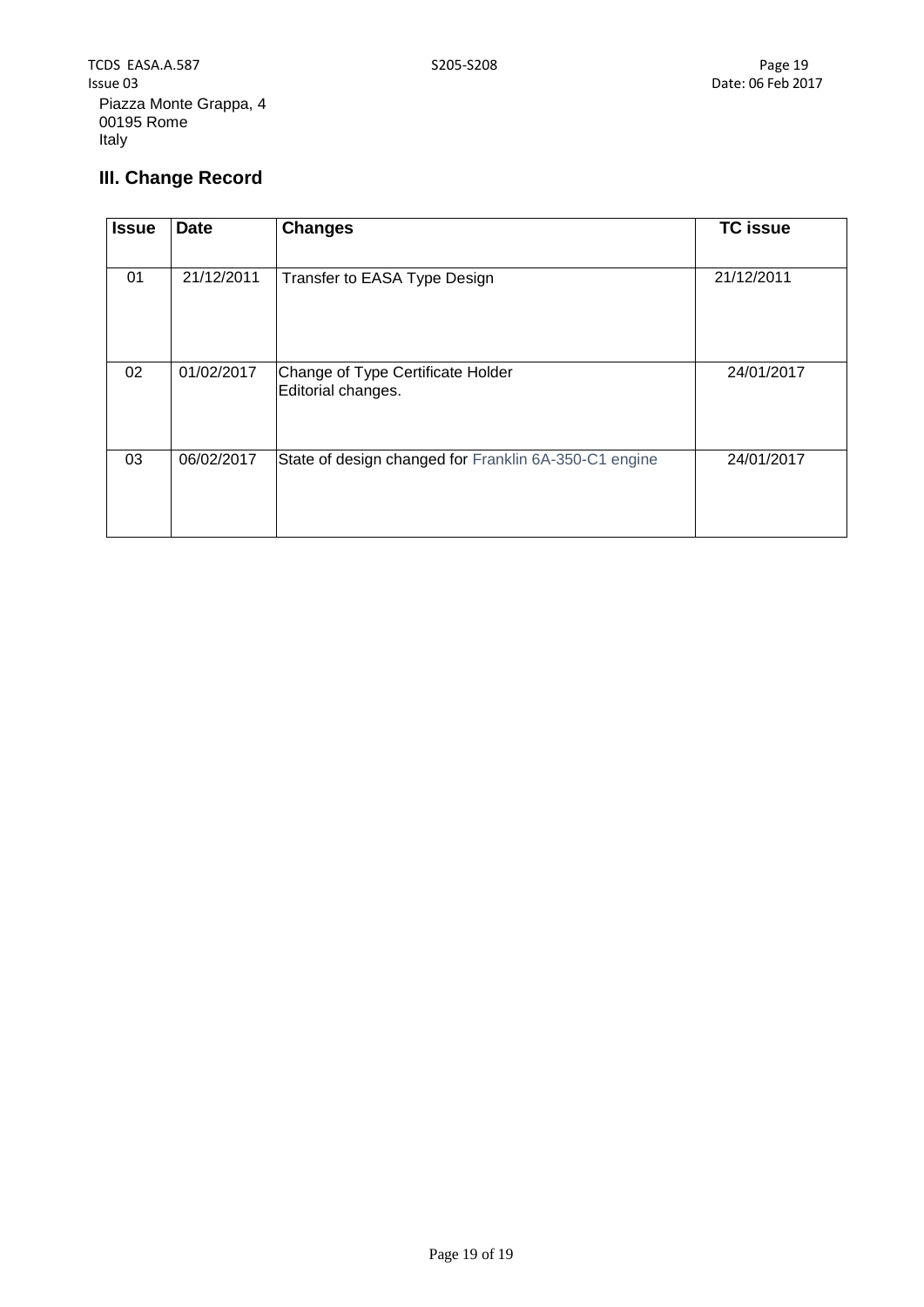Piazza Monte Grappa, 4
00195 Rome
Italy

## III. Change Record

| Issue | Date | Changes | TC issue |
|---|---|---|---|
| 01 | 21/12/2011 | Transfer to EASA Type Design | 21/12/2011 |
| 02 | 01/02/2017 | Change of Type Certificate Holder<br>Editorial changes. | 24/01/2017 |
| 03 | 06/02/2017 | State of design changed for Franklin 6A-350-C1 engine | 24/01/2017 |